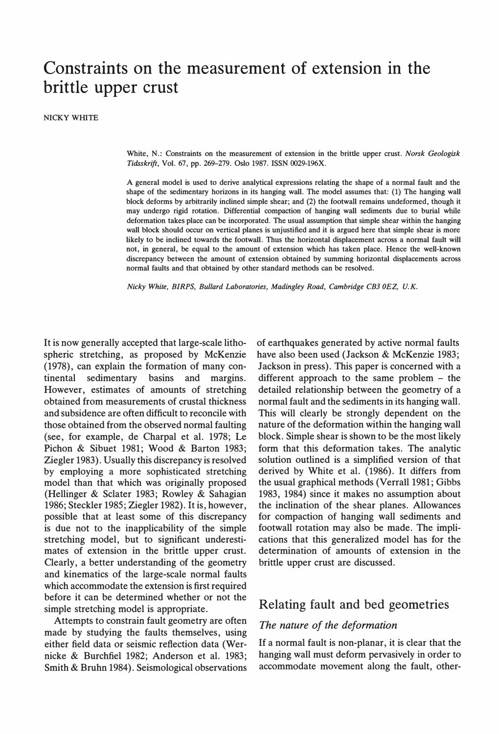# Constraints on the measurement of extension in the brittle upper crust

NICKY WHITE

White, N.: Constraints on the measurement of extension in the brittle upper crust. *Norsk Geologisk Tidsskrift*, Vol. 67, pp. 269–279. Oslo 1987. ISSN 0029-196X.

A general model is used to derive analytical expressions relating the shape of a normal fault and the shape of the sedimentary horizons in its hanging wall. The model assumes that: (1) The hanging wall block deforms by arbitrarily inclined simple shear; and (2) the footwall remains undeformed, though it may undergo rigid rotation. Differential compaction of hanging wall sediments due to burial while deformation takes place can be incorporated. The usual assumption that simple shear within the hanging wall block should occur on vertical planes is unjustified and it is argued here that simple shear is more likely to be inclined towards the footwall. Thus the horizontal displacement across a normal fault will not, in general, be equal to the amount of extension which has taken place. Hence the well-known discrepancy between the amount of extension obtained by summing horizontal displacements across normal faults and that obtained by other standard methods can be resolved.

*Nicky White, BIRPS, Bullard Laboratories, Madingley Road, Cambridge CB3 0EZ, U.K.*

It is now generally accepted that large-scale lithospheric stretching, as proposed by McKenzie (1978), can explain the formation of many continental sedimentary basins and margins. However, estimates of amounts of stretching obtained from measurements of crustal thickness and subsidence are often difficult to reconcile with those obtained from the observed normal faulting (see, for example, de Charpal et al. 1978; Le Pichon & Sibuet 1981; Wood & Barton 1983; Ziegler 1983). Usually this discrepancy is resolved by employing a more sophisticated stretching model than that which was originally proposed (Hellinger & Sclater 1983; Rowley & Sahagian 1986; Steckler 1985; Ziegler 1982). It is, however, possible that at least some of this discrepancy is due not to the inapplicability of the simple stretching model, but to significant underestimates of extension in the brittle upper crust. Clearly, a better understanding of the geometry and kinematics of the large-scale normal faults which accommodate the extension is first required before it can be determined whether or not the simple stretching model is appropriate.

Attempts to constrain fault geometry are often made by studying the faults themselves, using either field data or seismic reflection data (Wernicke & Burchfiel 1982; Anderson et al. 1983; Smith & Bruhn 1984). Seismological observations of earthquakes generated by active normal faults have also been used (Jackson & McKenzie 1983; Jackson in press). This paper is concerned with a different approach to the same problem – the detailed relationship between the geometry of a normal fault and the sediments in its hanging wall. This will clearly be strongly dependent on the nature of the deformation within the hanging wall block. Simple shear is shown to be the most likely form that this deformation takes. The analytic solution outlined is a simplified version of that derived by White et al. (1986). It differs from the usual graphical methods (Verrall 1981; Gibbs 1983, 1984) since it makes no assumption about the inclination of the shear planes. Allowances for compaction of hanging wall sediments and footwall rotation may also be made. The implications that this generalized model has for the determination of amounts of extension in the brittle upper crust are discussed.

## Relating fault and bed geometries

### The nature of the deformation

If a normal fault is non-planar, it is clear that the hanging wall must deform pervasively in order to accommodate movement along the fault, other-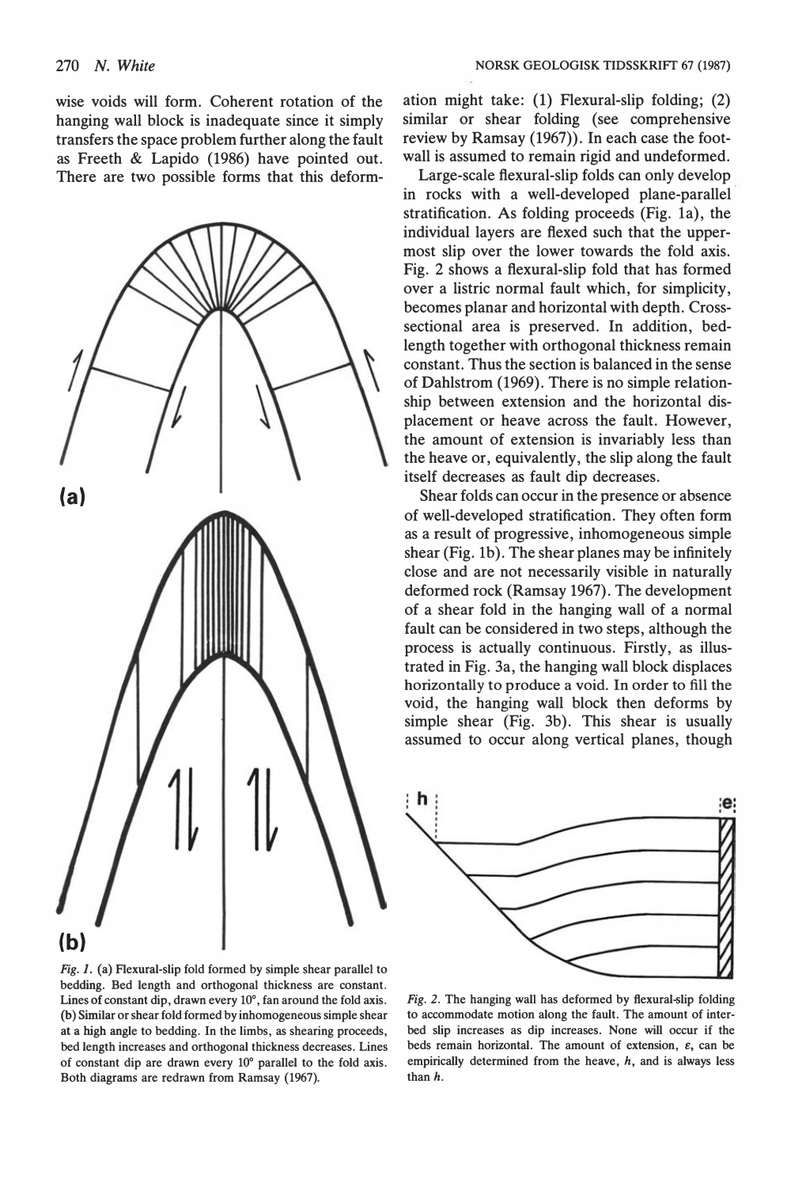wise voids will form. Coherent rotation of the hanging wall block is inadequate since it simply transfers the space problem further along the fault as Freeth & Lapido (1986) have pointed out. There are two possible forms that this deformation might take: (1) Flexural-slip folding; (2) similar or shear folding (see comprehensive review by Ramsay (1967)). In each case the footwall is assumed to remain rigid and undeformed.

Large-scale flexural-slip folds can only develop in rocks with a well-developed plane-parallel stratification. As folding proceeds (Fig. 1a), the individual layers are flexed such that the uppermost slip over the lower towards the fold axis. Fig. 2 shows a flexural-slip fold that has formed over a listric normal fault which, for simplicity, becomes planar and horizontal with depth. Cross-sectional area is preserved. In addition, bed-length together with orthogonal thickness remain constant. Thus the section is balanced in the sense of Dahlstrom (1969). There is no simple relationship between extension and the horizontal displacement or heave across the fault. However, the amount of extension is invariably less than the heave or, equivalently, the slip along the fault itself decreases as fault dip decreases.

Shear folds can occur in the presence or absence of well-developed stratification. They often form as a result of progressive, inhomogeneous simple shear (Fig. 1b). The shear planes may be infinitely close and are not necessarily visible in naturally deformed rock (Ramsay 1967). The development of a shear fold in the hanging wall of a normal fault can be considered in two steps, although the process is actually continuous. Firstly, as illustrated in Fig. 3a, the hanging wall block displaces horizontally to produce a void. In order to fill the void, the hanging wall block then deforms by simple shear (Fig. 3b). This shear is usually assumed to occur along vertical planes, though

*Fig. 1.* (a) Flexural-slip fold formed by simple shear parallel to bedding. Bed length and orthogonal thickness are constant. Lines of constant dip, drawn every 10°, fan around the fold axis. (b) Similar or shear fold formed by inhomogeneous simple shear at a high angle to bedding. In the limbs, as shearing proceeds, bed length increases and orthogonal thickness decreases. Lines of constant dip are drawn every 10° parallel to the fold axis. Both diagrams are redrawn from Ramsay (1967).

*Fig. 2.* The hanging wall has deformed by flexural-slip folding to accommodate motion along the fault. The amount of inter-bed slip increases as dip increases. None will occur if the beds remain horizontal. The amount of extension, $\varepsilon$, can be empirically determined from the heave, $h$, and is always less than $h$.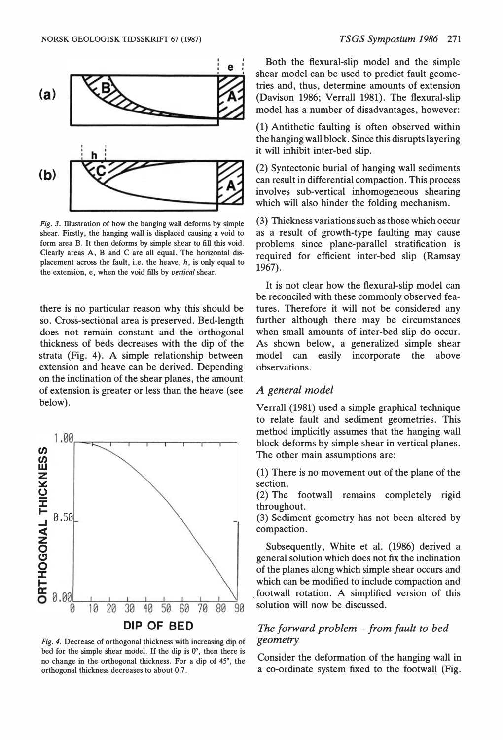Fig. 3. Illustration of how the hanging wall deforms by simple shear. Firstly, the hanging wall is displaced causing a void to form area B. It then deforms by simple shear to fill this void. Clearly areas A, B and C are all equal. The horizontal displacement across the fault, i.e. the heave, *h*, is only equal to the extension, e, when the void fills by *vertical* shear.

there is no particular reason why this should be so. Cross-sectional area is preserved. Bed-length does not remain constant and the orthogonal thickness of beds decreases with the dip of the strata (Fig. 4). A simple relationship between extension and heave can be derived. Depending on the inclination of the shear planes, the amount of extension is greater or less than the heave (see below).

Fig. 4. Decrease of orthogonal thickness with increasing dip of bed for the simple shear model. If the dip is 0°, then there is no change in the orthogonal thickness. For a dip of 45°, the orthogonal thickness decreases to about 0.7.

Both the flexural-slip model and the simple shear model can be used to predict fault geometries and, thus, determine amounts of extension (Davison 1986; Verrall 1981). The flexural-slip model has a number of disadvantages, however:

(1) Antithetic faulting is often observed within the hanging wall block. Since this disrupts layering it will inhibit inter-bed slip.

(2) Syntectonic burial of hanging wall sediments can result in differential compaction. This process involves sub-vertical inhomogeneous shearing which will also hinder the folding mechanism.

(3) Thickness variations such as those which occur as a result of growth-type faulting may cause problems since plane-parallel stratification is required for efficient inter-bed slip (Ramsay 1967).

It is not clear how the flexural-slip model can be reconciled with these commonly observed features. Therefore it will not be considered any further although there may be circumstances when small amounts of inter-bed slip do occur. As shown below, a generalized simple shear model can easily incorporate the above observations.

## *A general model*

Verrall (1981) used a simple graphical technique to relate fault and sediment geometries. This method implicitly assumes that the hanging wall block deforms by simple shear in vertical planes. The other main assumptions are:

(1) There is no movement out of the plane of the section.
(2) The footwall remains completely rigid throughout.
(3) Sediment geometry has not been altered by compaction.

Subsequently, White et al. (1986) derived a general solution which does not fix the inclination of the planes along which simple shear occurs and which can be modified to include compaction and footwall rotation. A simplified version of this solution will now be discussed.

## *The forward problem – from fault to bed geometry*

Consider the deformation of the hanging wall in a co-ordinate system fixed to the footwall (Fig.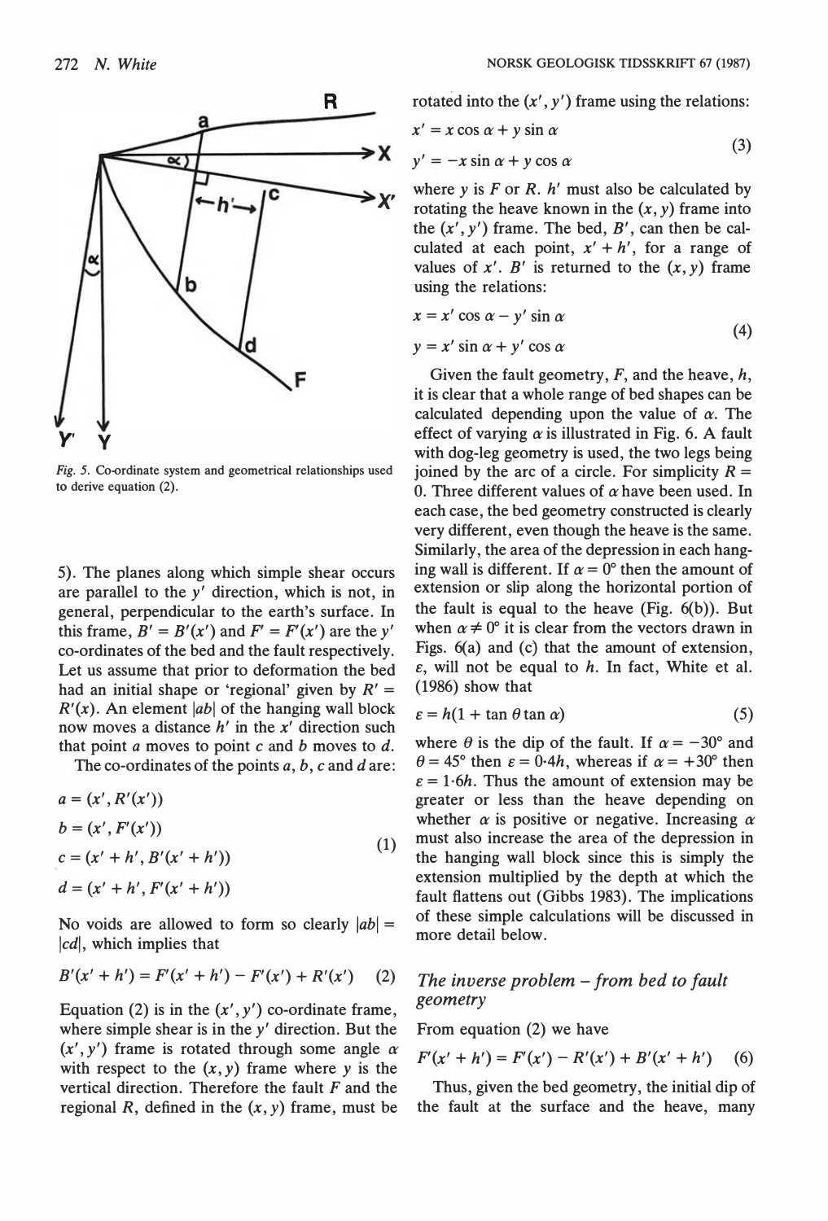Fig. 5. Co-ordinate system and geometrical relationships used to derive equation (2).

5). The planes along which simple shear occurs are parallel to the $y'$ direction, which is not, in general, perpendicular to the earth's surface. In this frame, $B' = B'(x')$ and $F' = F'(x')$ are the $y'$ co-ordinates of the bed and the fault respectively. Let us assume that prior to deformation the bed had an initial shape or 'regional' given by $R' = R'(x)$. An element $|ab|$ of the hanging wall block now moves a distance $h'$ in the $x'$ direction such that point $a$ moves to point $c$ and $b$ moves to $d$.

The co-ordinates of the points $a$, $b$, $c$ and $d$ are:

$$
\begin{aligned}
a &= (x', R'(x')) \\
b &= (x', F'(x')) \\
c &= (x' + h', B'(x' + h')) \\
d &= (x' + h', F'(x' + h'))
\end{aligned}
\tag{1}
$$

No voids are allowed to form so clearly $|ab| = |cd|$, which implies that

$$B'(x' + h') = F'(x' + h') - F'(x') + R'(x') \tag{2}$$

Equation (2) is in the $(x', y')$ co-ordinate frame, where simple shear is in the $y'$ direction. But the $(x', y')$ frame is rotated through some angle $\alpha$ with respect to the $(x, y)$ frame where $y$ is the vertical direction. Therefore the fault $F$ and the regional $R$, defined in the $(x, y)$ frame, must be rotated into the $(x', y')$ frame using the relations:

$$
\begin{aligned}
x' &= x \cos \alpha + y \sin \alpha \\
y' &= -x \sin \alpha + y \cos \alpha
\end{aligned}
\tag{3}
$$

where $y$ is $F$ or $R$. $h'$ must also be calculated by rotating the heave known in the $(x, y)$ frame into the $(x', y')$ frame. The bed, $B'$, can then be calculated at each point, $x' + h'$, for a range of values of $x'$. $B'$ is returned to the $(x, y)$ frame using the relations:

$$
\begin{aligned}
x &= x' \cos \alpha - y' \sin \alpha \\
y &= x' \sin \alpha + y' \cos \alpha
\end{aligned}
\tag{4}
$$

Given the fault geometry, $F$, and the heave, $h$, it is clear that a whole range of bed shapes can be calculated depending upon the value of $\alpha$. The effect of varying $\alpha$ is illustrated in Fig. 6. A fault with dog-leg geometry is used, the two legs being joined by the arc of a circle. For simplicity $R = 0$. Three different values of $\alpha$ have been used. In each case, the bed geometry constructed is clearly very different, even though the heave is the same. Similarly, the area of the depression in each hanging wall is different. If $\alpha = 0°$ then the amount of extension or slip along the horizontal portion of the fault is equal to the heave (Fig. 6(b)). But when $\alpha \neq 0°$ it is clear from the vectors drawn in Figs. 6(a) and (c) that the amount of extension, $\varepsilon$, will not be equal to $h$. In fact, White et al. (1986) show that

$$\varepsilon = h(1 + \tan \theta \tan \alpha) \tag{5}$$

where $\theta$ is the dip of the fault. If $\alpha = -30°$ and $\theta = 45°$ then $\varepsilon = 0{\cdot}4h$, whereas if $\alpha = +30°$ then $\varepsilon = 1{\cdot}6h$. Thus the amount of extension may be greater or less than the heave depending on whether $\alpha$ is positive or negative. Increasing $\alpha$ must also increase the area of the depression in the hanging wall block since this is simply the extension multiplied by the depth at which the fault flattens out (Gibbs 1983). The implications of these simple calculations will be discussed in more detail below.

## The inverse problem – from bed to fault geometry

From equation (2) we have

$$F'(x' + h') = F'(x') - R'(x') + B'(x' + h') \tag{6}$$

Thus, given the bed geometry, the initial dip of the fault at the surface and the heave, many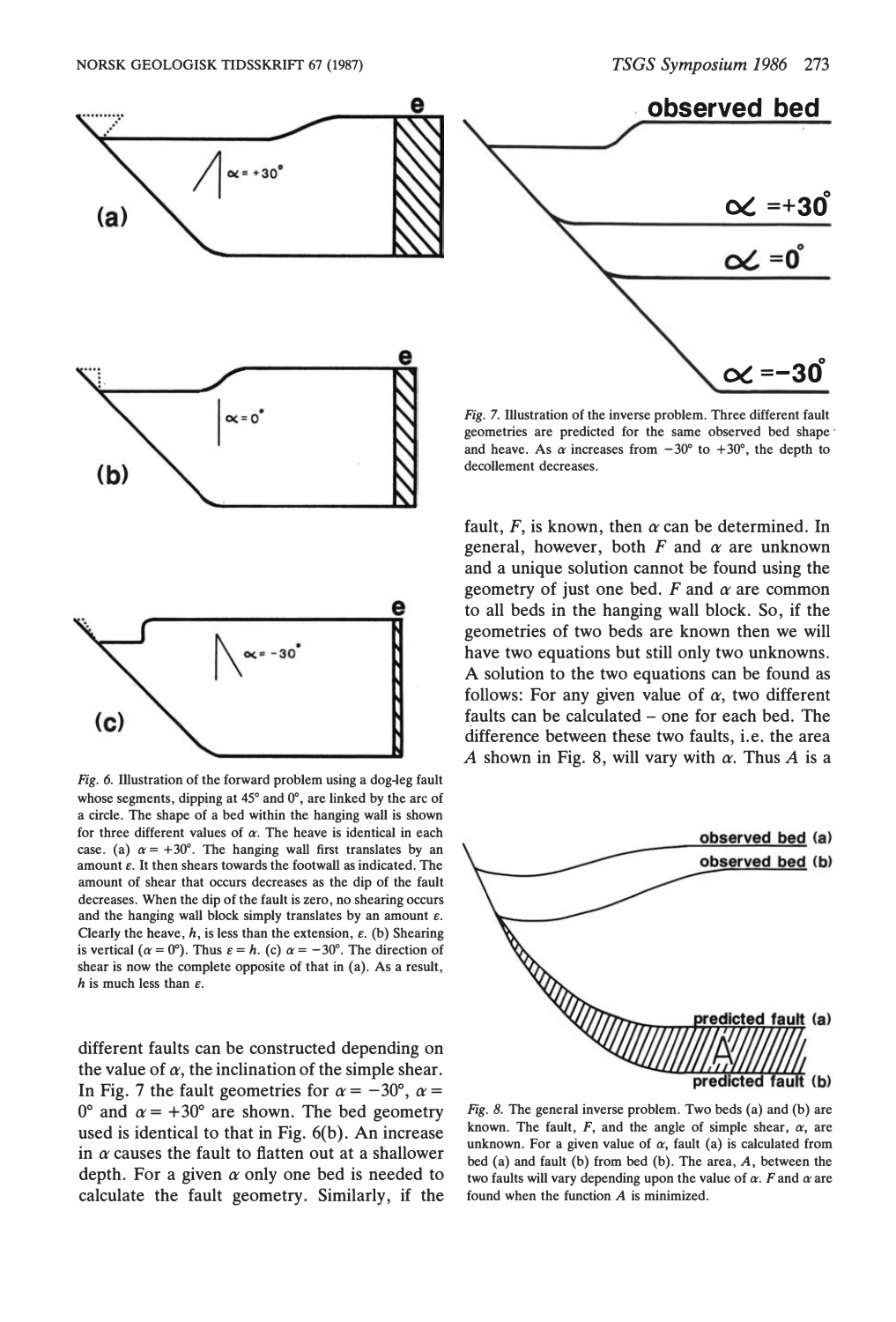Fig. 6. Illustration of the forward problem using a dog-leg fault whose segments, dipping at 45° and 0°, are linked by the arc of a circle. The shape of a bed within the hanging wall is shown for three different values of $\alpha$. The heave is identical in each case. (a) $\alpha = +30°$. The hanging wall first translates by an amount $\varepsilon$. It then shears towards the footwall as indicated. The amount of shear that occurs decreases as the dip of the fault decreases. When the dip of the fault is zero, no shearing occurs and the hanging wall block simply translates by an amount $\varepsilon$. Clearly the heave, $h$, is less than the extension, $\varepsilon$. (b) Shearing is vertical ($\alpha = 0°$). Thus $\varepsilon = h$. (c) $\alpha = -30°$. The direction of shear is now the complete opposite of that in (a). As a result, $h$ is much less than $\varepsilon$.

different faults can be constructed depending on the value of $\alpha$, the inclination of the simple shear. In Fig. 7 the fault geometries for $\alpha = -30°$, $\alpha = 0°$ and $\alpha = +30°$ are shown. The bed geometry used is identical to that in Fig. 6(b). An increase in $\alpha$ causes the fault to flatten out at a shallower depth. For a given $\alpha$ only one bed is needed to calculate the fault geometry. Similarly, if the fault, $F$, is known, then $\alpha$ can be determined. In general, however, both $F$ and $\alpha$ are unknown and a unique solution cannot be found using the geometry of just one bed. $F$ and $\alpha$ are common to all beds in the hanging wall block. So, if the geometries of two beds are known then we will have two equations but still only two unknowns. A solution to the two equations can be found as follows: For any given value of $\alpha$, two different faults can be calculated – one for each bed. The difference between these two faults, i.e. the area $A$ shown in Fig. 8, will vary with $\alpha$. Thus $A$ is a

Fig. 7. Illustration of the inverse problem. Three different fault geometries are predicted for the same observed bed shape and heave. As $\alpha$ increases from $-30°$ to $+30°$, the depth to decollement decreases.

Fig. 8. The general inverse problem. Two beds (a) and (b) are known. The fault, $F$, and the angle of simple shear, $\alpha$, are unknown. For a given value of $\alpha$, fault (a) is calculated from bed (a) and fault (b) from bed (b). The area, $A$, between the two faults will vary depending upon the value of $\alpha$. $F$ and $\alpha$ are found when the function $A$ is minimized.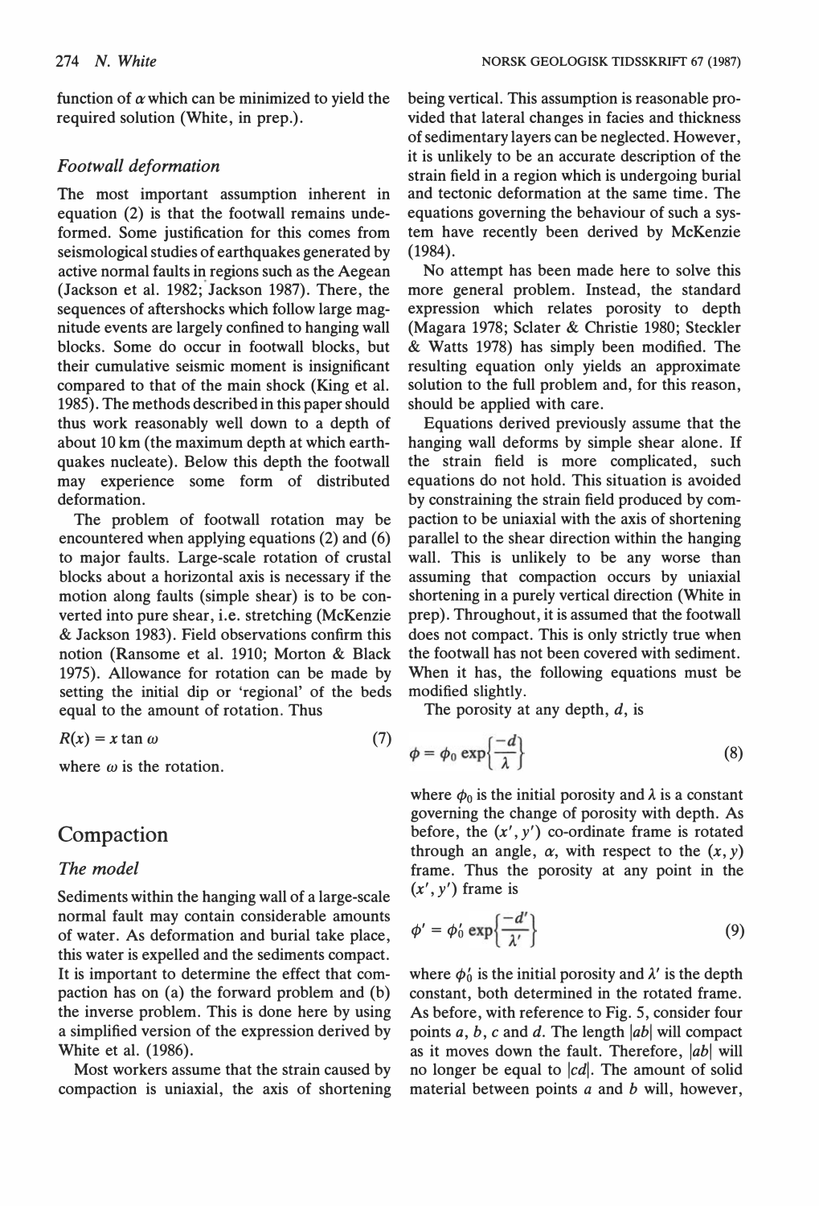function of $\alpha$ which can be minimized to yield the required solution (White, in prep.).

### *Footwall deformation*

The most important assumption inherent in equation (2) is that the footwall remains undeformed. Some justification for this comes from seismological studies of earthquakes generated by active normal faults in regions such as the Aegean (Jackson et al. 1982; Jackson 1987). There, the sequences of aftershocks which follow large magnitude events are largely confined to hanging wall blocks. Some do occur in footwall blocks, but their cumulative seismic moment is insignificant compared to that of the main shock (King et al. 1985). The methods described in this paper should thus work reasonably well down to a depth of about 10 km (the maximum depth at which earthquakes nucleate). Below this depth the footwall may experience some form of distributed deformation.

The problem of footwall rotation may be encountered when applying equations (2) and (6) to major faults. Large-scale rotation of crustal blocks about a horizontal axis is necessary if the motion along faults (simple shear) is to be converted into pure shear, i.e. stretching (McKenzie & Jackson 1983). Field observations confirm this notion (Ransome et al. 1910; Morton & Black 1975). Allowance for rotation can be made by setting the initial dip or 'regional' of the beds equal to the amount of rotation. Thus

$$R(x) = x \tan \omega \tag{7}$$

where $\omega$ is the rotation.

## Compaction

### *The model*

Sediments within the hanging wall of a large-scale normal fault may contain considerable amounts of water. As deformation and burial take place, this water is expelled and the sediments compact. It is important to determine the effect that compaction has on (a) the forward problem and (b) the inverse problem. This is done here by using a simplified version of the expression derived by White et al. (1986).

Most workers assume that the strain caused by compaction is uniaxial, the axis of shortening being vertical. This assumption is reasonable provided that lateral changes in facies and thickness of sedimentary layers can be neglected. However, it is unlikely to be an accurate description of the strain field in a region which is undergoing burial and tectonic deformation at the same time. The equations governing the behaviour of such a system have recently been derived by McKenzie (1984).

No attempt has been made here to solve this more general problem. Instead, the standard expression which relates porosity to depth (Magara 1978; Sclater & Christie 1980; Steckler & Watts 1978) has simply been modified. The resulting equation only yields an approximate solution to the full problem and, for this reason, should be applied with care.

Equations derived previously assume that the hanging wall deforms by simple shear alone. If the strain field is more complicated, such equations do not hold. This situation is avoided by constraining the strain field produced by compaction to be uniaxial with the axis of shortening parallel to the shear direction within the hanging wall. This is unlikely to be any worse than assuming that compaction occurs by uniaxial shortening in a purely vertical direction (White in prep). Throughout, it is assumed that the footwall does not compact. This is only strictly true when the footwall has not been covered with sediment. When it has, the following equations must be modified slightly.

The porosity at any depth, $d$, is

$$\phi = \phi_0 \exp\left\{\frac{-d}{\lambda}\right\} \tag{8}$$

where $\phi_0$ is the initial porosity and $\lambda$ is a constant governing the change of porosity with depth. As before, the $(x', y')$ co-ordinate frame is rotated through an angle, $\alpha$, with respect to the $(x, y)$ frame. Thus the porosity at any point in the $(x', y')$ frame is

$$\phi' = \phi_0' \exp\left\{\frac{-d'}{\lambda'}\right\} \tag{9}$$

where $\phi_0'$ is the initial porosity and $\lambda'$ is the depth constant, both determined in the rotated frame. As before, with reference to Fig. 5, consider four points $a$, $b$, $c$ and $d$. The length $|ab|$ will compact as it moves down the fault. Therefore, $|ab|$ will no longer be equal to $|cd|$. The amount of solid material between points $a$ and $b$ will, however,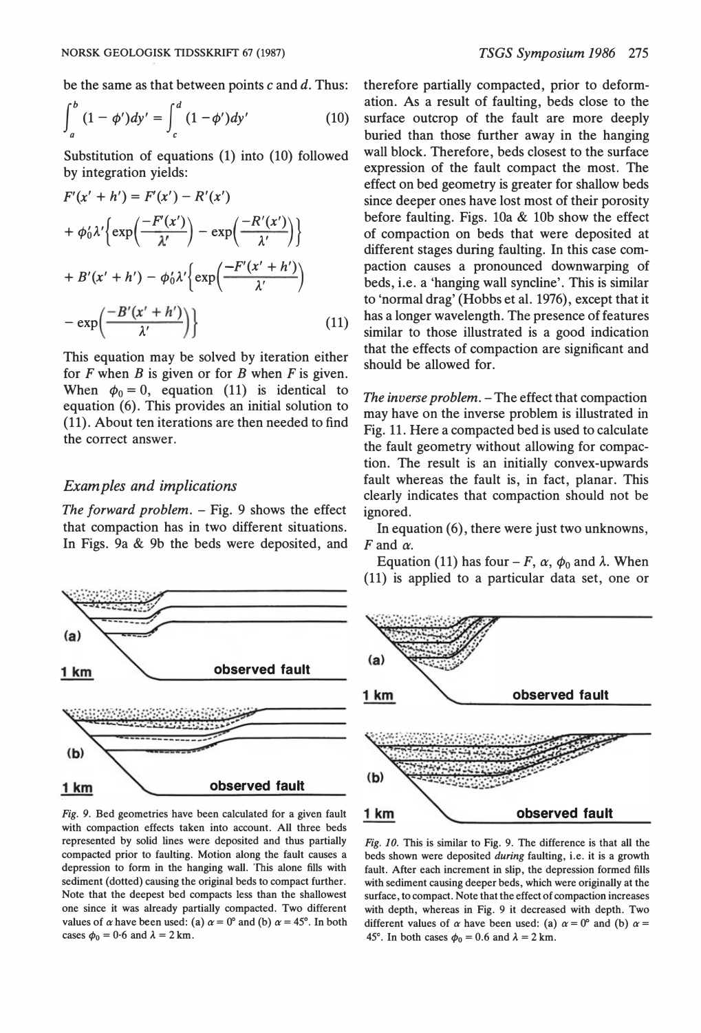be the same as that between points c and d. Thus:

$$\int_a^b (1 - \phi')dy' = \int_c^d (1 - \phi')dy' \quad (10)$$

Substitution of equations (1) into (10) followed by integration yields:

$$F'(x' + h') = F'(x') - R'(x') + \phi_0'\lambda'\left\{\exp\left(\frac{-F'(x')}{\lambda'}\right) - \exp\left(\frac{-R'(x')}{\lambda'}\right)\right\} + B'(x' + h') - \phi_0'\lambda'\left\{\exp\left(\frac{-F'(x' + h')}{\lambda'}\right) - \exp\left(\frac{-B'(x' + h')}{\lambda'}\right)\right\} \quad (11)$$

This equation may be solved by iteration either for $F$ when $B$ is given or for $B$ when $F$ is given. When $\phi_0 = 0$, equation (11) is identical to equation (6). This provides an initial solution to (11). About ten iterations are then needed to find the correct answer.

## *Examples and implications*

*The forward problem.* – Fig. 9 shows the effect that compaction has in two different situations. In Figs. 9a & 9b the beds were deposited, and therefore partially compacted, prior to deformation. As a result of faulting, beds close to the surface outcrop of the fault are more deeply buried than those further away in the hanging wall block. Therefore, beds closest to the surface expression of the fault compact the most. The effect on bed geometry is greater for shallow beds since deeper ones have lost most of their porosity before faulting. Figs. 10a & 10b show the effect of compaction on beds that were deposited at different stages during faulting. In this case compaction causes a pronounced downwarping of beds, i.e. a 'hanging wall syncline'. This is similar to 'normal drag' (Hobbs et al. 1976), except that it has a longer wavelength. The presence of features similar to those illustrated is a good indication that the effects of compaction are significant and should be allowed for.

*The inverse problem.* – The effect that compaction may have on the inverse problem is illustrated in Fig. 11. Here a compacted bed is used to calculate the fault geometry without allowing for compaction. The result is an initially convex-upwards fault whereas the fault is, in fact, planar. This clearly indicates that compaction should not be ignored.

In equation (6), there were just two unknowns, $F$ and $\alpha$.

Equation (11) has four – $F$, $\alpha$, $\phi_0$ and $\lambda$. When (11) is applied to a particular data set, one or

Fig. 9. Bed geometries have been calculated for a given fault with compaction effects taken into account. All three beds represented by solid lines were deposited and thus partially compacted prior to faulting. Motion along the fault causes a depression to form in the hanging wall. This alone fills with sediment (dotted) causing the original beds to compact further. Note that the deepest bed compacts less than the shallowest one since it was already partially compacted. Two different values of $\alpha$ have been used: (a) $\alpha = 0°$ and (b) $\alpha = 45°$. In both cases $\phi_0 = 0{\cdot}6$ and $\lambda = 2$ km.

Fig. 10. This is similar to Fig. 9. The difference is that all the beds shown were deposited *during* faulting, i.e. it is a growth fault. After each increment in slip, the depression formed fills with sediment causing deeper beds, which were originally at the surface, to compact. Note that the effect of compaction increases with depth, whereas in Fig. 9 it decreased with depth. Two different values of $\alpha$ have been used: (a) $\alpha = 0°$ and (b) $\alpha = 45°$. In both cases $\phi_0 = 0.6$ and $\lambda = 2$ km.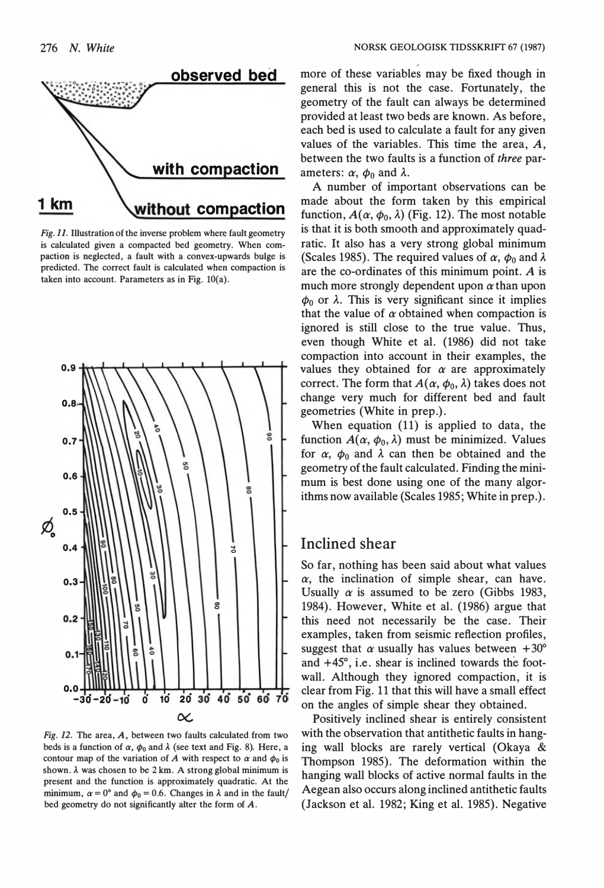Fig. 11. Illustration of the inverse problem where fault geometry is calculated given a compacted bed geometry. When compaction is neglected, a fault with a convex-upwards bulge is predicted. The correct fault is calculated when compaction is taken into account. Parameters as in Fig. 10(a).

Fig. 12. The area, $A$, between two faults calculated from two beds is a function of $\alpha$, $\phi_0$ and $\lambda$ (see text and Fig. 8). Here, a contour map of the variation of $A$ with respect to $\alpha$ and $\phi_0$ is shown. $\lambda$ was chosen to be 2 km. A strong global minimum is present and the function is approximately quadratic. At the minimum, $\alpha = 0°$ and $\phi_0 = 0.6$. Changes in $\lambda$ and in the fault/bed geometry do not significantly alter the form of $A$.

more of these variables may be fixed though in general this is not the case. Fortunately, the geometry of the fault can always be determined provided at least two beds are known. As before, each bed is used to calculate a fault for any given values of the variables. This time the area, $A$, between the two faults is a function of *three* parameters: $\alpha$, $\phi_0$ and $\lambda$.

A number of important observations can be made about the form taken by this empirical function, $A(\alpha, \phi_0, \lambda)$ (Fig. 12). The most notable is that it is both smooth and approximately quadratic. It also has a very strong global minimum (Scales 1985). The required values of $\alpha$, $\phi_0$ and $\lambda$ are the co-ordinates of this minimum point. $A$ is much more strongly dependent upon $\alpha$ than upon $\phi_0$ or $\lambda$. This is very significant since it implies that the value of $\alpha$ obtained when compaction is ignored is still close to the true value. Thus, even though White et al. (1986) did not take compaction into account in their examples, the values they obtained for $\alpha$ are approximately correct. The form that $A(\alpha, \phi_0, \lambda)$ takes does not change very much for different bed and fault geometries (White in prep.).

When equation (11) is applied to data, the function $A(\alpha, \phi_0, \lambda)$ must be minimized. Values for $\alpha$, $\phi_0$ and $\lambda$ can then be obtained and the geometry of the fault calculated. Finding the minimum is best done using one of the many algorithms now available (Scales 1985; White in prep.).

## Inclined shear

So far, nothing has been said about what values $\alpha$, the inclination of simple shear, can have. Usually $\alpha$ is assumed to be zero (Gibbs 1983, 1984). However, White et al. (1986) argue that this need not necessarily be the case. Their examples, taken from seismic reflection profiles, suggest that $\alpha$ usually has values between $+30°$ and $+45°$, i.e. shear is inclined towards the footwall. Although they ignored compaction, it is clear from Fig. 11 that this will have a small effect on the angles of simple shear they obtained.

Positively inclined shear is entirely consistent with the observation that antithetic faults in hanging wall blocks are rarely vertical (Okaya & Thompson 1985). The deformation within the hanging wall blocks of active normal faults in the Aegean also occurs along inclined antithetic faults (Jackson et al. 1982; King et al. 1985). Negative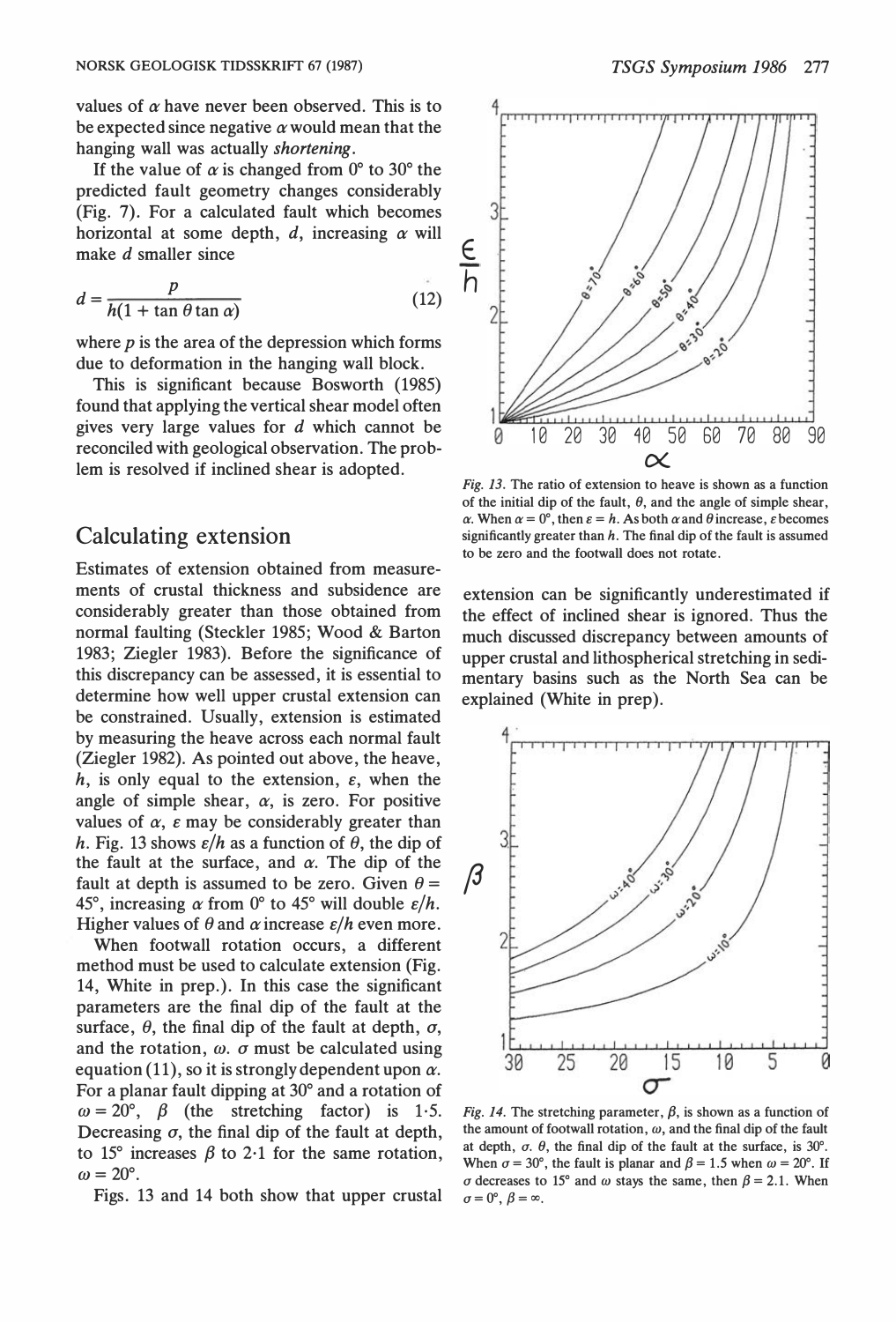values of $\alpha$ have never been observed. This is to be expected since negative $\alpha$ would mean that the hanging wall was actually *shortening*.

If the value of $\alpha$ is changed from 0° to 30° the predicted fault geometry changes considerably (Fig. 7). For a calculated fault which becomes horizontal at some depth, $d$, increasing $\alpha$ will make $d$ smaller since

$$d = \frac{p}{h(1 + \tan\theta \tan\alpha)} \tag{12}$$

where $p$ is the area of the depression which forms due to deformation in the hanging wall block.

This is significant because Bosworth (1985) found that applying the vertical shear model often gives very large values for $d$ which cannot be reconciled with geological observation. The problem is resolved if inclined shear is adopted.

## Calculating extension

Estimates of extension obtained from measurements of crustal thickness and subsidence are considerably greater than those obtained from normal faulting (Steckler 1985; Wood & Barton 1983; Ziegler 1983). Before the significance of this discrepancy can be assessed, it is essential to determine how well upper crustal extension can be constrained. Usually, extension is estimated by measuring the heave across each normal fault (Ziegler 1982). As pointed out above, the heave, $h$, is only equal to the extension, $\varepsilon$, when the angle of simple shear, $\alpha$, is zero. For positive values of $\alpha$, $\varepsilon$ may be considerably greater than $h$. Fig. 13 shows $\varepsilon/h$ as a function of $\theta$, the dip of the fault at the surface, and $\alpha$. The dip of the fault at depth is assumed to be zero. Given $\theta = 45°$, increasing $\alpha$ from 0° to 45° will double $\varepsilon/h$. Higher values of $\theta$ and $\alpha$ increase $\varepsilon/h$ even more.

When footwall rotation occurs, a different method must be used to calculate extension (Fig. 14, White in prep.). In this case the significant parameters are the final dip of the fault at the surface, $\theta$, the final dip of the fault at depth, $\sigma$, and the rotation, $\omega$. $\sigma$ must be calculated using equation (11), so it is strongly dependent upon $\alpha$. For a planar fault dipping at 30° and a rotation of $\omega = 20°$, $\beta$ (the stretching factor) is 1·5. Decreasing $\sigma$, the final dip of the fault at depth, to 15° increases $\beta$ to 2·1 for the same rotation, $\omega = 20°$.

Figs. 13 and 14 both show that upper crustal extension can be significantly underestimated if the effect of inclined shear is ignored. Thus the much discussed discrepancy between amounts of upper crustal and lithospherical stretching in sedimentary basins such as the North Sea can be explained (White in prep).

*Fig. 13.* The ratio of extension to heave is shown as a function of the initial dip of the fault, $\theta$, and the angle of simple shear, $\alpha$. When $\alpha = 0°$, then $\varepsilon = h$. As both $\alpha$ and $\theta$ increase, $\varepsilon$ becomes significantly greater than $h$. The final dip of the fault is assumed to be zero and the footwall does not rotate.

*Fig. 14.* The stretching parameter, $\beta$, is shown as a function of the amount of footwall rotation, $\omega$, and the final dip of the fault at depth, $\sigma$. $\theta$, the final dip of the fault at the surface, is 30°. When $\sigma = 30°$, the fault is planar and $\beta = 1.5$ when $\omega = 20°$. If $\sigma$ decreases to 15° and $\omega$ stays the same, then $\beta = 2.1$. When $\sigma = 0°$, $\beta = \infty$.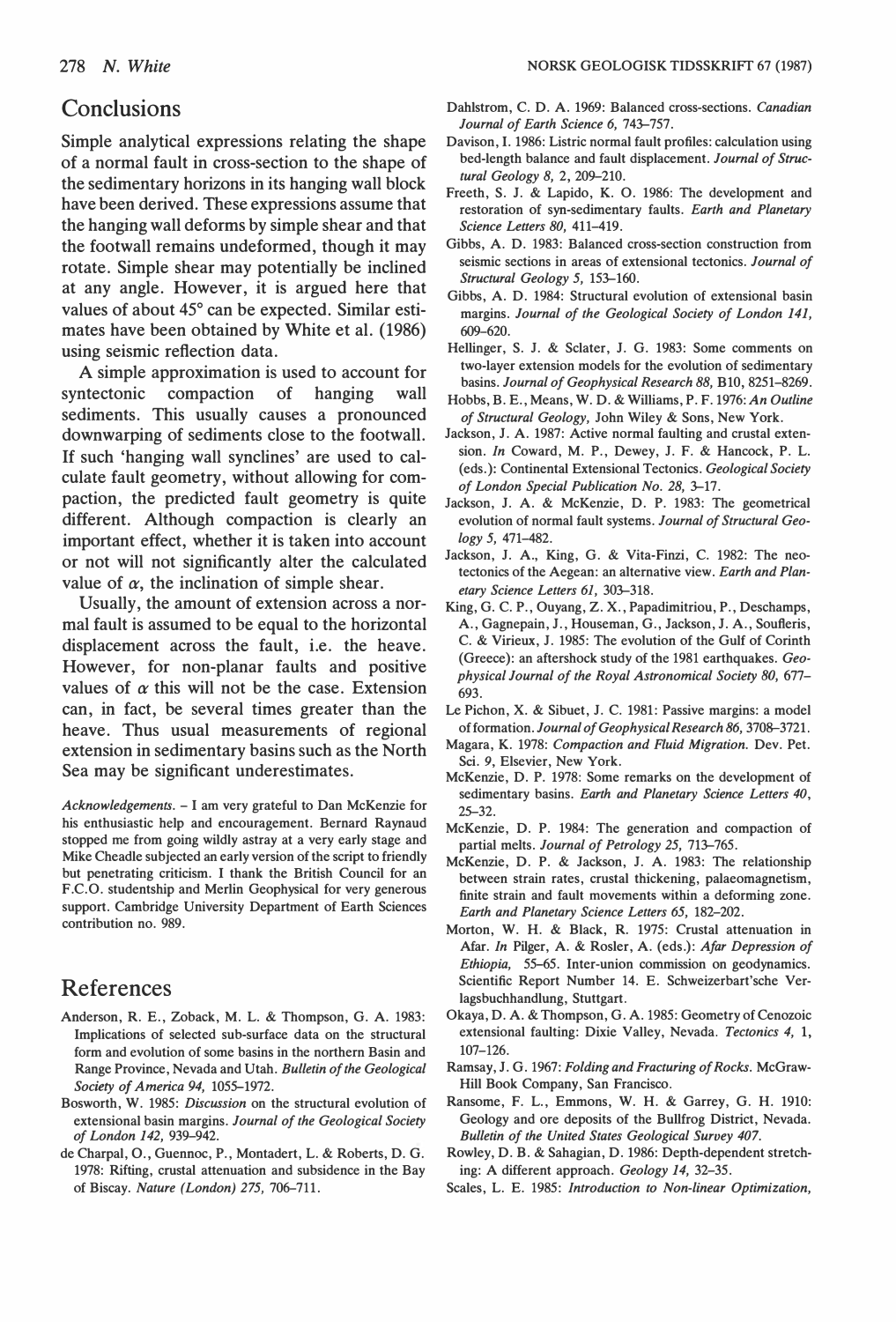## Conclusions

Simple analytical expressions relating the shape of a normal fault in cross-section to the shape of the sedimentary horizons in its hanging wall block have been derived. These expressions assume that the hanging wall deforms by simple shear and that the footwall remains undeformed, though it may rotate. Simple shear may potentially be inclined at any angle. However, it is argued here that values of about 45° can be expected. Similar estimates have been obtained by White et al. (1986) using seismic reflection data.

A simple approximation is used to account for syntectonic compaction of hanging wall sediments. This usually causes a pronounced downwarping of sediments close to the footwall. If such 'hanging wall synclines' are used to calculate fault geometry, without allowing for compaction, the predicted fault geometry is quite different. Although compaction is clearly an important effect, whether it is taken into account or not will not significantly alter the calculated value of $\alpha$, the inclination of simple shear.

Usually, the amount of extension across a normal fault is assumed to be equal to the horizontal displacement across the fault, i.e. the heave. However, for non-planar faults and positive values of $\alpha$ this will not be the case. Extension can, in fact, be several times greater than the heave. Thus usual measurements of regional extension in sedimentary basins such as the North Sea may be significant underestimates.

*Acknowledgements.* – I am very grateful to Dan McKenzie for his enthusiastic help and encouragement. Bernard Raynaud stopped me from going wildly astray at a very early stage and Mike Cheadle subjected an early version of the script to friendly but penetrating criticism. I thank the British Council for an F.C.O. studentship and Merlin Geophysical for very generous support. Cambridge University Department of Earth Sciences contribution no. 989.

## References

Anderson, R. E., Zoback, M. L. & Thompson, G. A. 1983: Implications of selected sub-surface data on the structural form and evolution of some basins in the northern Basin and Range Province, Nevada and Utah. *Bulletin of the Geological Society of America 94,* 1055–1972.

Bosworth, W. 1985: *Discussion* on the structural evolution of extensional basin margins. *Journal of the Geological Society of London 142,* 939–942.

de Charpal, O., Guennoc, P., Montadert, L. & Roberts, D. G. 1978: Rifting, crustal attenuation and subsidence in the Bay of Biscay. *Nature (London) 275,* 706–711.

Dahlstrom, C. D. A. 1969: Balanced cross-sections. *Canadian Journal of Earth Science 6,* 743–757.

Davison, I. 1986: Listric normal fault profiles: calculation using bed-length balance and fault displacement. *Journal of Structural Geology 8,* 2, 209–210.

Freeth, S. J. & Lapido, K. O. 1986: The development and restoration of syn-sedimentary faults. *Earth and Planetary Science Letters 80,* 411–419.

Gibbs, A. D. 1983: Balanced cross-section construction from seismic sections in areas of extensional tectonics. *Journal of Structural Geology 5,* 153–160.

Gibbs, A. D. 1984: Structural evolution of extensional basin margins. *Journal of the Geological Society of London 141,* 609–620.

Hellinger, S. J. & Sclater, J. G. 1983: Some comments on two-layer extension models for the evolution of sedimentary basins. *Journal of Geophysical Research 88,* B10, 8251–8269.

Hobbs, B. E., Means, W. D. & Williams, P. F. 1976: *An Outline of Structural Geology,* John Wiley & Sons, New York.

Jackson, J. A. 1987: Active normal faulting and crustal extension. *In* Coward, M. P., Dewey, J. F. & Hancock, P. L. (eds.): Continental Extensional Tectonics. *Geological Society of London Special Publication No. 28,* 3–17.

Jackson, J. A. & McKenzie, D. P. 1983: The geometrical evolution of normal fault systems. *Journal of Structural Geology 5,* 471–482.

Jackson, J. A., King, G. & Vita-Finzi, C. 1982: The neotectonics of the Aegean: an alternative view. *Earth and Planetary Science Letters 61,* 303–318.

King, G. C. P., Ouyang, Z. X., Papadimitriou, P., Deschamps, A., Gagnepain, J., Houseman, G., Jackson, J. A., Soufleris, C. & Virieux, J. 1985: The evolution of the Gulf of Corinth (Greece): an aftershock study of the 1981 earthquakes. *Geophysical Journal of the Royal Astronomical Society 80,* 677–693.

Le Pichon, X. & Sibuet, J. C. 1981: Passive margins: a model of formation. *Journal of Geophysical Research 86,* 3708–3721.

Magara, K. 1978: *Compaction and Fluid Migration.* Dev. Pet. Sci. 9, Elsevier, New York.

McKenzie, D. P. 1978: Some remarks on the development of sedimentary basins. *Earth and Planetary Science Letters 40,* 25–32.

McKenzie, D. P. 1984: The generation and compaction of partial melts. *Journal of Petrology 25,* 713–765.

McKenzie, D. P. & Jackson, J. A. 1983: The relationship between strain rates, crustal thickening, palaeomagnetism, finite strain and fault movements within a deforming zone. *Earth and Planetary Science Letters 65,* 182–202.

Morton, W. H. & Black, R. 1975: Crustal attenuation in Afar. *In* Pilger, A. & Rosler, A. (eds.): *Afar Depression of Ethiopia,* 55–65. Inter-union commission on geodynamics. Scientific Report Number 14. E. Schweizerbart'sche Verlagsbuchhandlung, Stuttgart.

Okaya, D. A. & Thompson, G. A. 1985: Geometry of Cenozoic extensional faulting: Dixie Valley, Nevada. *Tectonics 4,* 1, 107–126.

Ramsay, J. G. 1967: *Folding and Fracturing of Rocks.* McGraw-Hill Book Company, San Francisco.

Ransome, F. L., Emmons, W. H. & Garrey, G. H. 1910: Geology and ore deposits of the Bullfrog District, Nevada. *Bulletin of the United States Geological Survey 407.*

Rowley, D. B. & Sahagian, D. 1986: Depth-dependent stretching: A different approach. *Geology 14,* 32–35.

Scales, L. E. 1985: *Introduction to Non-linear Optimization,*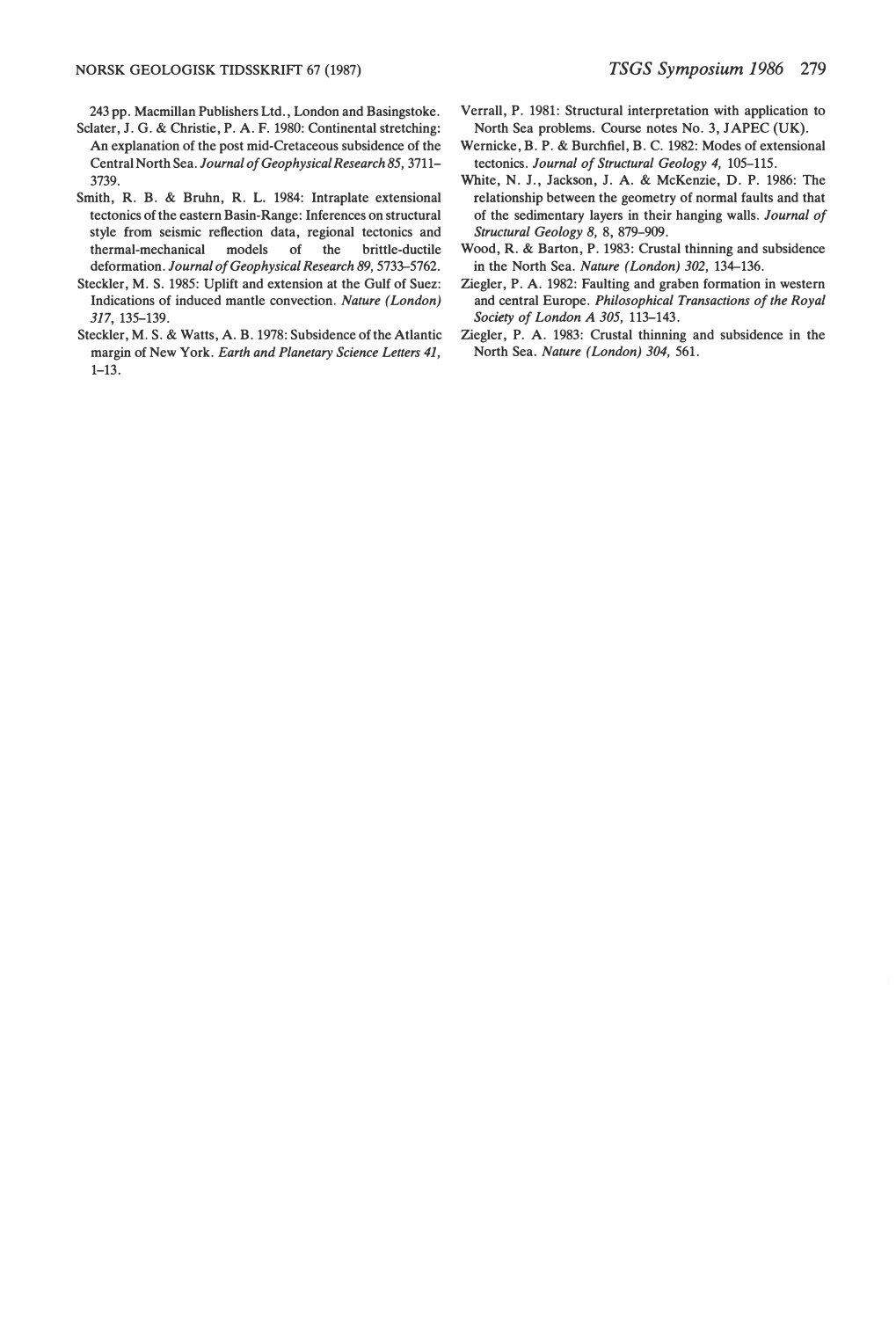243 pp. Macmillan Publishers Ltd., London and Basingstoke.

Sclater, J. G. & Christie, P. A. F. 1980: Continental stretching: An explanation of the post mid-Cretaceous subsidence of the Central North Sea. *Journal of Geophysical Research 85,* 3711–3739.

Smith, R. B. & Bruhn, R. L. 1984: Intraplate extensional tectonics of the eastern Basin-Range: Inferences on structural style from seismic reflection data, regional tectonics and thermal-mechanical models of the brittle-ductile deformation. *Journal of Geophysical Research 89,* 5733–5762.

Steckler, M. S. 1985: Uplift and extension at the Gulf of Suez: Indications of induced mantle convection. *Nature (London) 317,* 135–139.

Steckler, M. S. & Watts, A. B. 1978: Subsidence of the Atlantic margin of New York. *Earth and Planetary Science Letters 41,* 1–13.

Verrall, P. 1981: Structural interpretation with application to North Sea problems. Course notes No. 3, JAPEC (UK).

Wernicke, B. P. & Burchfiel, B. C. 1982: Modes of extensional tectonics. *Journal of Structural Geology 4,* 105–115.

White, N. J., Jackson, J. A. & McKenzie, D. P. 1986: The relationship between the geometry of normal faults and that of the sedimentary layers in their hanging walls. *Journal of Structural Geology 8,* 8, 879–909.

Wood, R. & Barton, P. 1983: Crustal thinning and subsidence in the North Sea. *Nature (London) 302,* 134–136.

Ziegler, P. A. 1982: Faulting and graben formation in western and central Europe. *Philosophical Transactions of the Royal Society of London A 305,* 113–143.

Ziegler, P. A. 1983: Crustal thinning and subsidence in the North Sea. *Nature (London) 304,* 561.